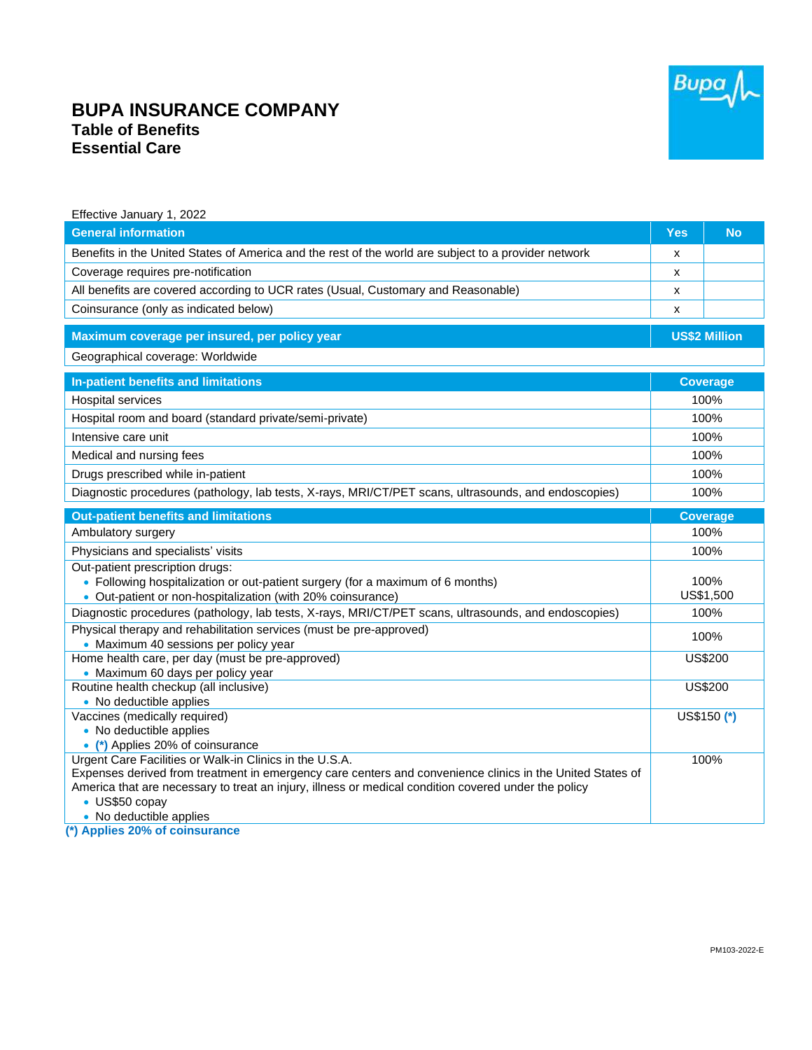# BUPA INSURANCE COMPANY

## Table of Benefits

## Essential Care

Effective January 1, 2022

| General information | Yes | No |
|---|---|---|
| Benefits in the United States of America and the rest of the world are subject to a provider network | x | |
| Coverage requires pre-notification | x | |
| All benefits are covered according to UCR rates (Usual, Customary and Reasonable) | x | |
| Coinsurance (only as indicated below) | x | |

| Maximum coverage per insured, per policy year | US$2 Million |
|---|---|
| Geographical coverage: Worldwide | |

| In-patient benefits and limitations | Coverage |
|---|---|
| Hospital services | 100% |
| Hospital room and board (standard private/semi-private) | 100% |
| Intensive care unit | 100% |
| Medical and nursing fees | 100% |
| Drugs prescribed while in-patient | 100% |
| Diagnostic procedures (pathology, lab tests, X-rays, MRI/CT/PET scans, ultrasounds, and endoscopies) | 100% |

| Out-patient benefits and limitations | Coverage |
|---|---|
| Ambulatory surgery | 100% |
| Physicians and specialists' visits | 100% |
| Out-patient prescription drugs:<br>• Following hospitalization or out-patient surgery (for a maximum of 6 months)<br>• Out-patient or non-hospitalization (with 20% coinsurance) | <br>100%<br>US$1,500 |
| Diagnostic procedures (pathology, lab tests, X-rays, MRI/CT/PET scans, ultrasounds, and endoscopies) | 100% |
| Physical therapy and rehabilitation services (must be pre-approved)<br>• Maximum 40 sessions per policy year | 100% |
| Home health care, per day (must be pre-approved)<br>• Maximum 60 days per policy year | US$200 |
| Routine health checkup (all inclusive)<br>• No deductible applies | US$200 |
| Vaccines (medically required)<br>• No deductible applies<br>• (*) Applies 20% of coinsurance | US$150 (*) |
| Urgent Care Facilities or Walk-in Clinics in the U.S.A.<br>Expenses derived from treatment in emergency care centers and convenience clinics in the United States of America that are necessary to treat an injury, illness or medical condition covered under the policy<br>• US$50 copay<br>• No deductible applies | 100% |

**(*) Applies 20% of coinsurance**

PM103-2022-E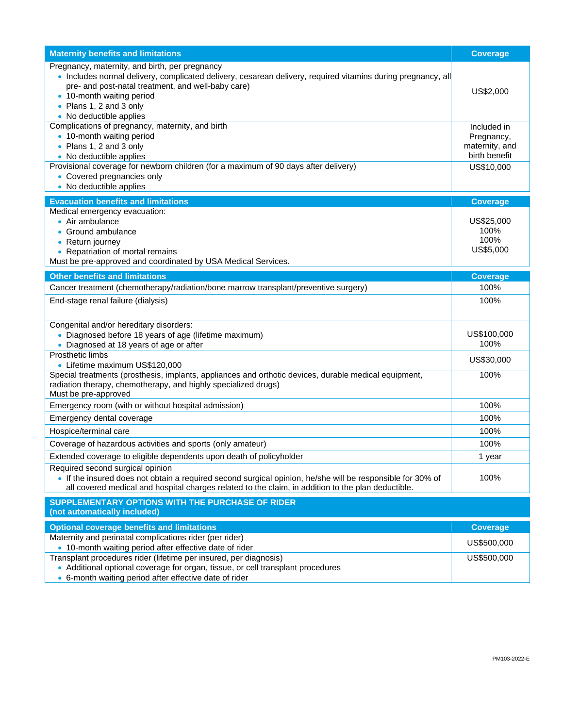| Maternity benefits and limitations | Coverage |
|---|---|
| Pregnancy, maternity, and birth, per pregnancy<br>• Includes normal delivery, complicated delivery, cesarean delivery, required vitamins during pregnancy, all pre- and post-natal treatment, and well-baby care)<br>• 10-month waiting period<br>• Plans 1, 2 and 3 only<br>• No deductible applies | US$2,000 |
| Complications of pregnancy, maternity, and birth<br>• 10-month waiting period<br>• Plans 1, 2 and 3 only<br>• No deductible applies | Included in Pregnancy, maternity, and birth benefit |
| Provisional coverage for newborn children (for a maximum of 90 days after delivery)<br>• Covered pregnancies only<br>• No deductible applies | US$10,000 |

| Evacuation benefits and limitations | Coverage |
|---|---|
| Medical emergency evacuation:<br>• Air ambulance<br>• Ground ambulance<br>• Return journey<br>• Repatriation of mortal remains<br>Must be pre-approved and coordinated by USA Medical Services. | US$25,000<br>100%<br>100%<br>US$5,000 |

| Other benefits and limitations | Coverage |
|---|---|
| Cancer treatment (chemotherapy/radiation/bone marrow transplant/preventive surgery) | 100% |
| End-stage renal failure (dialysis) | 100% |
| | |
| Congenital and/or hereditary disorders:<br>• Diagnosed before 18 years of age (lifetime maximum)<br>• Diagnosed at 18 years of age or after | US$100,000<br>100% |
| Prosthetic limbs<br>• Lifetime maximum US$120,000 | US$30,000 |
| Special treatments (prosthesis, implants, appliances and orthotic devices, durable medical equipment, radiation therapy, chemotherapy, and highly specialized drugs)<br>Must be pre-approved | 100% |
| Emergency room (with or without hospital admission) | 100% |
| Emergency dental coverage | 100% |
| Hospice/terminal care | 100% |
| Coverage of hazardous activities and sports (only amateur) | 100% |
| Extended coverage to eligible dependents upon death of policyholder | 1 year |
| Required second surgical opinion<br>• If the insured does not obtain a required second surgical opinion, he/she will be responsible for 30% of all covered medical and hospital charges related to the claim, in addition to the plan deductible. | 100% |

## SUPPLEMENTARY OPTIONS WITH THE PURCHASE OF RIDER (not automatically included)

| Optional coverage benefits and limitations | Coverage |
|---|---|
| Maternity and perinatal complications rider (per rider)<br>• 10-month waiting period after effective date of rider | US$500,000 |
| Transplant procedures rider (lifetime per insured, per diagnosis)<br>• Additional optional coverage for organ, tissue, or cell transplant procedures<br>• 6-month waiting period after effective date of rider | US$500,000 |

PM103-2022-E